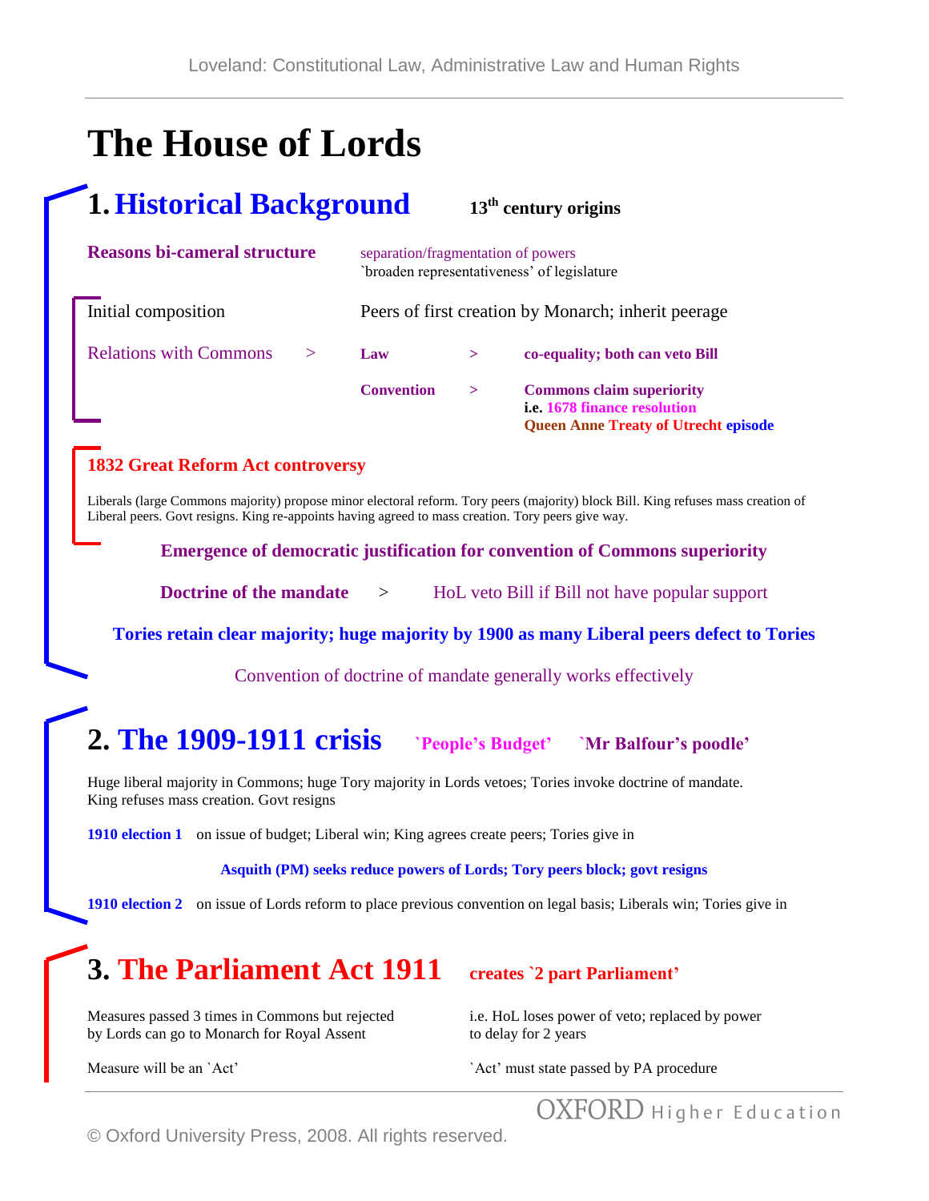# The House of Lords

## 1. Historical Background

**13th century origins**

**Reasons bi-cameral structure** — separation/fragmentation of powers; `broaden representativeness' of legislature

Initial composition — Peers of first creation by Monarch; inherit peerage

Relations with Commons >
- **Law** > **co-equality; both can veto Bill**
- **Convention** > **Commons claim superiority**
  **i.e. 1678 finance resolution**
  **Queen Anne Treaty of Utrecht episode**

**1832 Great Reform Act controversy**

Liberals (large Commons majority) propose minor electoral reform. Tory peers (majority) block Bill. King refuses mass creation of Liberal peers. Govt resigns. King re-appoints having agreed to mass creation. Tory peers give way.

**Emergence of democratic justification for convention of Commons superiority**

**Doctrine of the mandate** > HoL veto Bill if Bill not have popular support

**Tories retain clear majority; huge majority by 1900 as many Liberal peers defect to Tories**

Convention of doctrine of mandate generally works effectively

## 2. The 1909-1911 crisis

**`People's Budget'** **`Mr Balfour's poodle'**

Huge liberal majority in Commons; huge Tory majority in Lords vetoes; Tories invoke doctrine of mandate. King refuses mass creation. Govt resigns

**1910 election 1** on issue of budget; Liberal win; King agrees create peers; Tories give in

**Asquith (PM) seeks reduce powers of Lords; Tory peers block; govt resigns**

**1910 election 2** on issue of Lords reform to place previous convention on legal basis; Liberals win; Tories give in

## 3. The Parliament Act 1911

**creates `2 part Parliament'**

Measures passed 3 times in Commons but rejected by Lords can go to Monarch for Royal Assent — i.e. HoL loses power of veto; replaced by power to delay for 2 years

Measure will be an `Act' — `Act' must state passed by PA procedure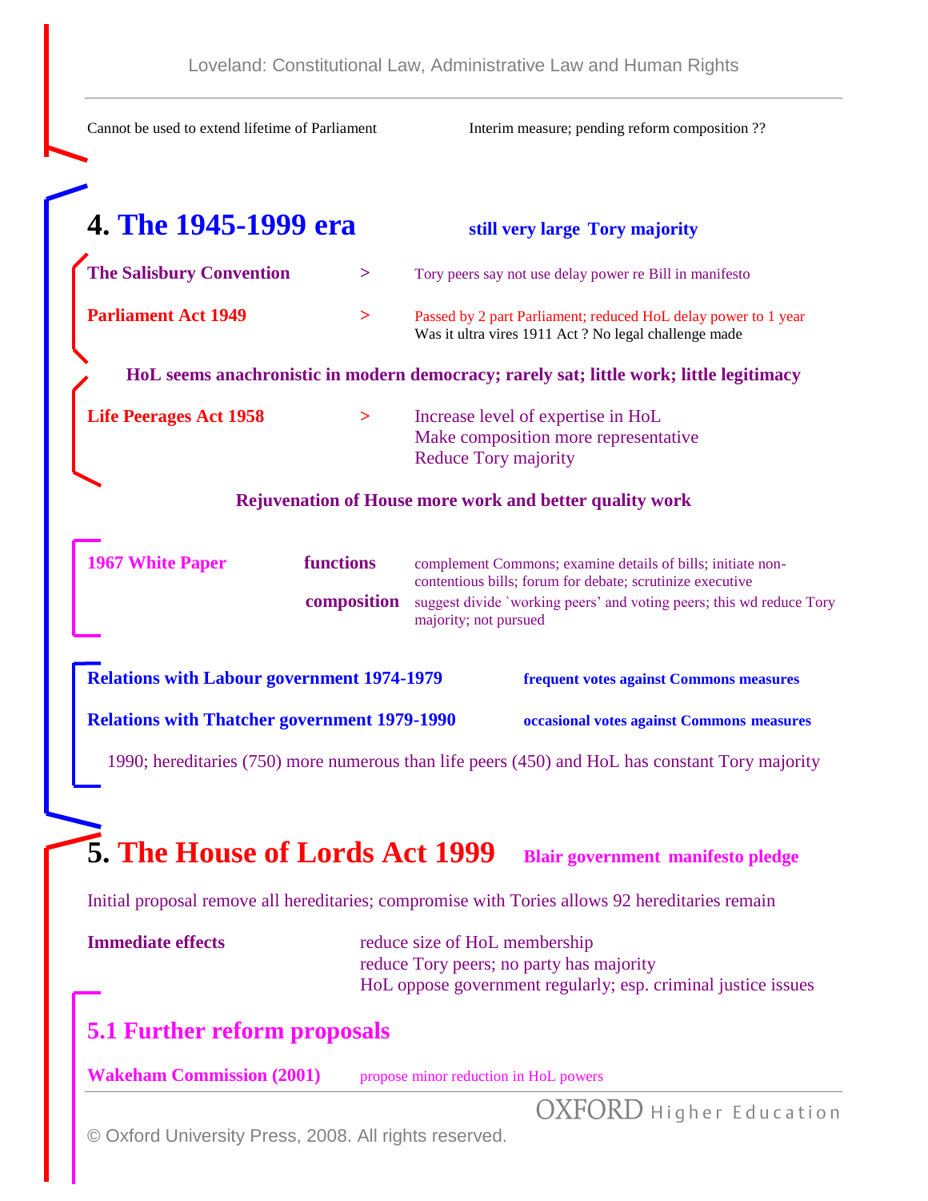Cannot be used to extend lifetime of Parliament

Interim measure; pending reform composition ??

## 4. The 1945-1999 era

**still very large Tory majority**

**The Salisbury Convention** > Tory peers say not use delay power re Bill in manifesto

**Parliament Act 1949** > Passed by 2 part Parliament; reduced HoL delay power to 1 year
Was it ultra vires 1911 Act ? No legal challenge made

**HoL seems anachronistic in modern democracy; rarely sat; little work; little legitimacy**

**Life Peerages Act 1958** >
Increase level of expertise in HoL
Make composition more representative
Reduce Tory majority

**Rejuvenation of House more work and better quality work**

**1967 White Paper**

**functions** complement Commons; examine details of bills; initiate non-contentious bills; forum for debate; scrutinize executive

**composition** suggest divide `working peers' and voting peers; this wd reduce Tory majority; not pursued

**Relations with Labour government 1974-1979** **frequent votes against Commons measures**

**Relations with Thatcher government 1979-1990** **occasional votes against Commons measures**

1990; hereditaries (750) more numerous than life peers (450) and HoL has constant Tory majority

## 5. The House of Lords Act 1999

**Blair government manifesto pledge**

Initial proposal remove all hereditaries; compromise with Tories allows 92 hereditaries remain

**Immediate effects**
reduce size of HoL membership
reduce Tory peers; no party has majority
HoL oppose government regularly; esp. criminal justice issues

### 5.1 Further reform proposals

**Wakeham Commission (2001)** propose minor reduction in HoL powers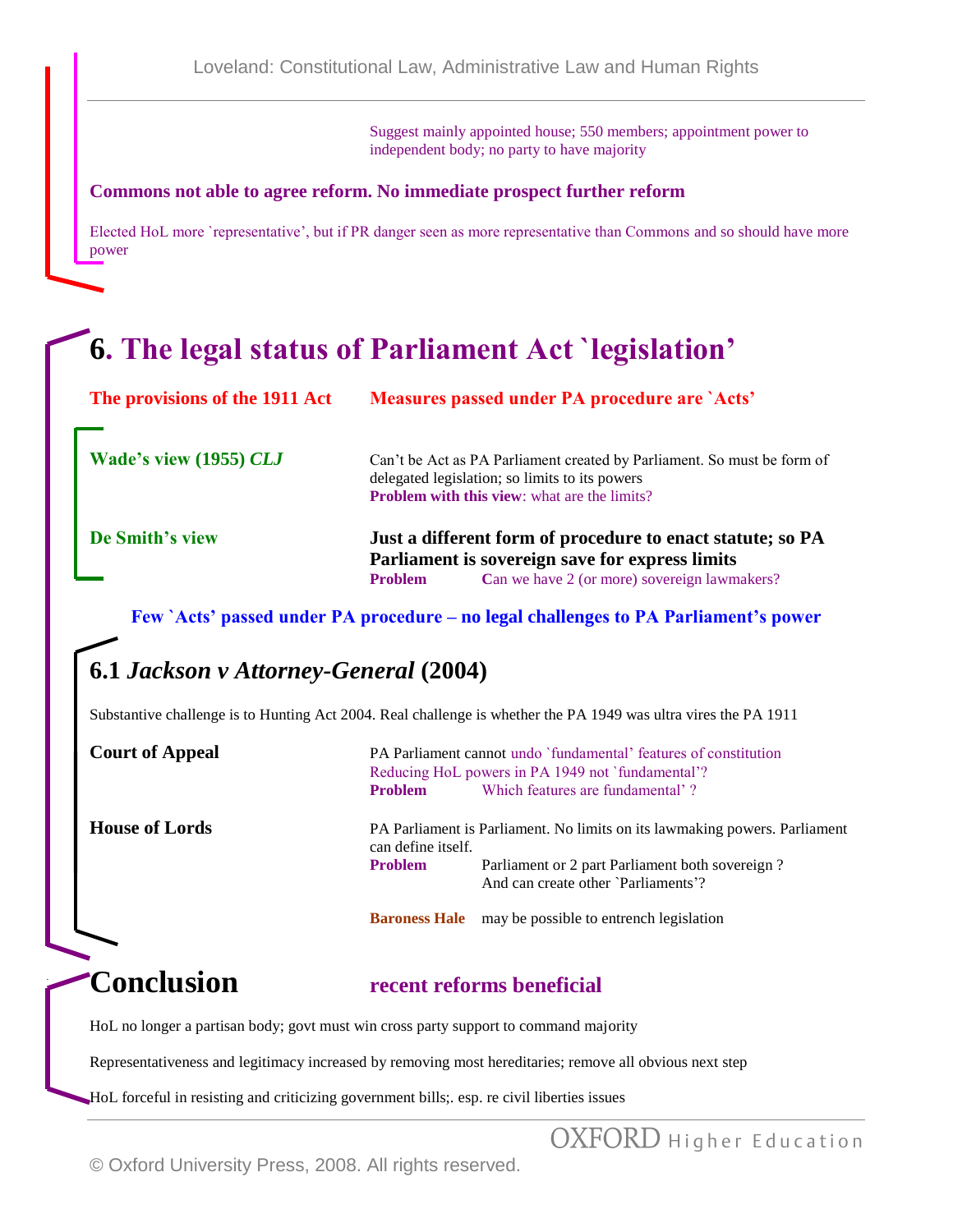Suggest mainly appointed house; 550 members; appointment power to independent body; no party to have majority

**Commons not able to agree reform. No immediate prospect further reform**

Elected HoL more `representative', but if PR danger seen as more representative than Commons and so should have more power

# 6. The legal status of Parliament Act `legislation'

**The provisions of the 1911 Act** — **Measures passed under PA procedure are `Acts'**

**Wade's view (1955) *CLJ***

Can't be Act as PA Parliament created by Parliament. So must be form of delegated legislation; so limits to its powers
**Problem with this view**: what are the limits?

**De Smith's view**

**Just a different form of procedure to enact statute; so PA Parliament is sovereign save for express limits**
**Problem** Can we have 2 (or more) sovereign lawmakers?

**Few `Acts' passed under PA procedure – no legal challenges to PA Parliament's power**

## 6.1 *Jackson v Attorney-General* (2004)

Substantive challenge is to Hunting Act 2004. Real challenge is whether the PA 1949 was ultra vires the PA 1911

**Court of Appeal**

PA Parliament cannot undo `fundamental' features of constitution
Reducing HoL powers in PA 1949 not `fundamental'?
**Problem** Which features are fundamental' ?

**House of Lords**

PA Parliament is Parliament. No limits on its lawmaking powers. Parliament can define itself.
**Problem** Parliament or 2 part Parliament both sovereign ? And can create other `Parliaments'?

**Baroness Hale** may be possible to entrench legislation

# Conclusion — recent reforms beneficial

HoL no longer a partisan body; govt must win cross party support to command majority

Representativeness and legitimacy increased by removing most hereditaries; remove all obvious next step

HoL forceful in resisting and criticizing government bills;. esp. re civil liberties issues